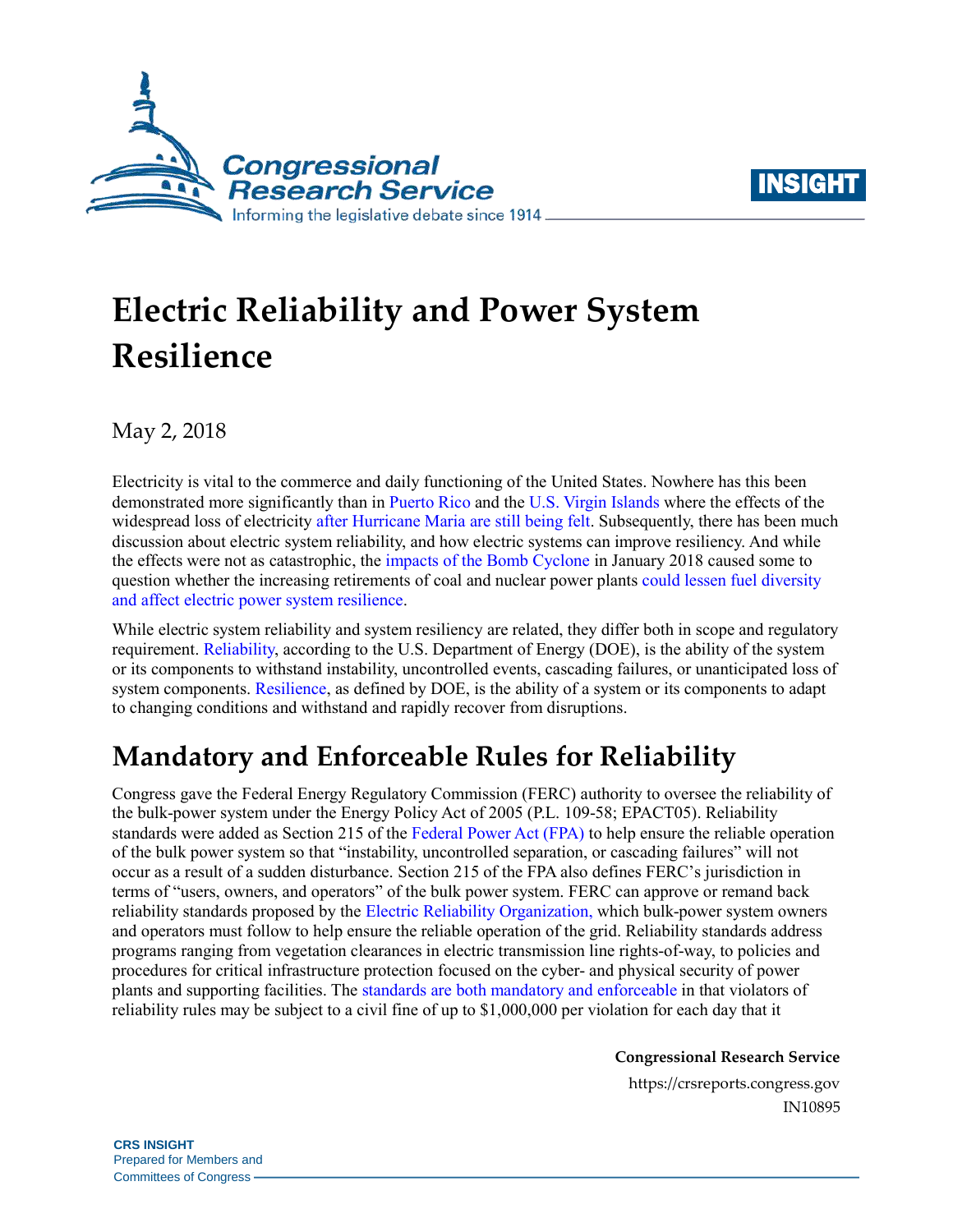# Electric Reliability and Power System Resilience

May 2, 2018

Electricity is vital to the commerce and daily functioning of the United States. Nowhere has this been demonstrated more significantly than in Puerto Rico and the U.S. Virgin Islands where the effects of the widespread loss of electricity after Hurricane Maria are still being felt. Subsequently, there has been much discussion about electric system reliability, and how electric systems can improve resiliency. And while the effects were not as catastrophic, the impacts of the Bomb Cyclone in January 2018 caused some to question whether the increasing retirements of coal and nuclear power plants could lessen fuel diversity and affect electric power system resilience.

While electric system reliability and system resiliency are related, they differ both in scope and regulatory requirement. Reliability, according to the U.S. Department of Energy (DOE), is the ability of the system or its components to withstand instability, uncontrolled events, cascading failures, or unanticipated loss of system components. Resilience, as defined by DOE, is the ability of a system or its components to adapt to changing conditions and withstand and rapidly recover from disruptions.

## Mandatory and Enforceable Rules for Reliability

Congress gave the Federal Energy Regulatory Commission (FERC) authority to oversee the reliability of the bulk-power system under the Energy Policy Act of 2005 (P.L. 109-58; EPACT05). Reliability standards were added as Section 215 of the Federal Power Act (FPA) to help ensure the reliable operation of the bulk power system so that "instability, uncontrolled separation, or cascading failures" will not occur as a result of a sudden disturbance. Section 215 of the FPA also defines FERC's jurisdiction in terms of "users, owners, and operators" of the bulk power system. FERC can approve or remand back reliability standards proposed by the Electric Reliability Organization, which bulk-power system owners and operators must follow to help ensure the reliable operation of the grid. Reliability standards address programs ranging from vegetation clearances in electric transmission line rights-of-way, to policies and procedures for critical infrastructure protection focused on the cyber- and physical security of power plants and supporting facilities. The standards are both mandatory and enforceable in that violators of reliability rules may be subject to a civil fine of up to $1,000,000 per violation for each day that it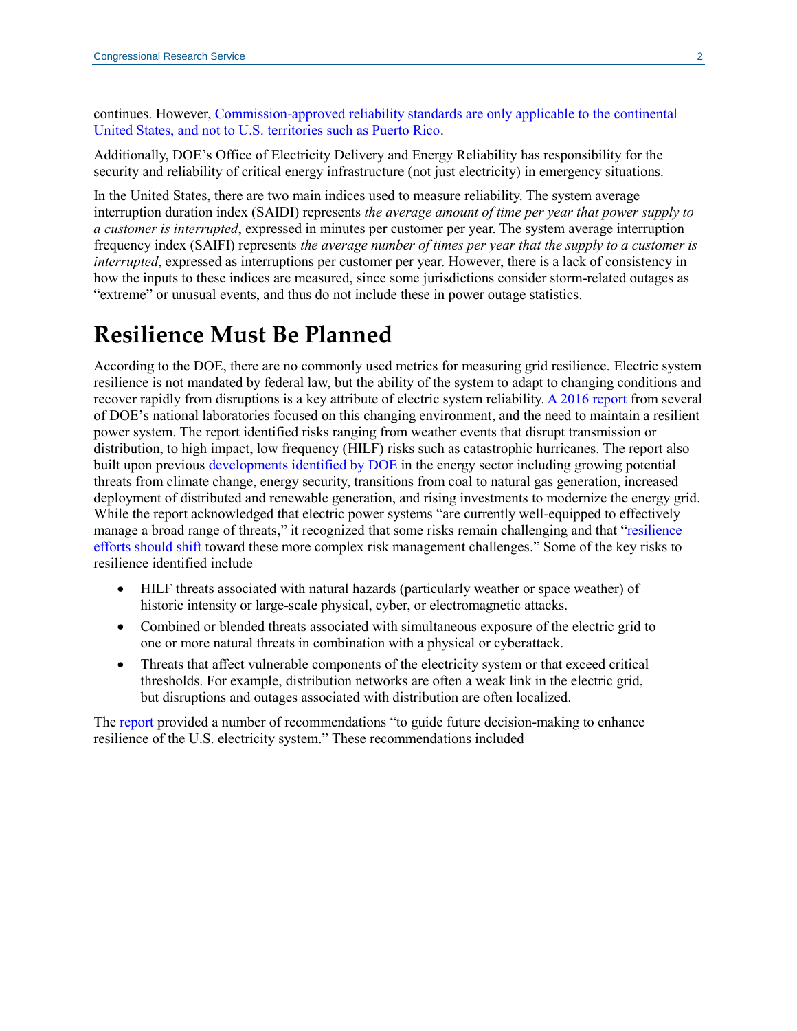continues. However, Commission-approved reliability standards are only applicable to the continental United States, and not to U.S. territories such as Puerto Rico.

Additionally, DOE's Office of Electricity Delivery and Energy Reliability has responsibility for the security and reliability of critical energy infrastructure (not just electricity) in emergency situations.

In the United States, there are two main indices used to measure reliability. The system average interruption duration index (SAIDI) represents *the average amount of time per year that power supply to a customer is interrupted*, expressed in minutes per customer per year. The system average interruption frequency index (SAIFI) represents *the average number of times per year that the supply to a customer is interrupted*, expressed as interruptions per customer per year. However, there is a lack of consistency in how the inputs to these indices are measured, since some jurisdictions consider storm-related outages as "extreme" or unusual events, and thus do not include these in power outage statistics.

## Resilience Must Be Planned

According to the DOE, there are no commonly used metrics for measuring grid resilience. Electric system resilience is not mandated by federal law, but the ability of the system to adapt to changing conditions and recover rapidly from disruptions is a key attribute of electric system reliability. A 2016 report from several of DOE's national laboratories focused on this changing environment, and the need to maintain a resilient power system. The report identified risks ranging from weather events that disrupt transmission or distribution, to high impact, low frequency (HILF) risks such as catastrophic hurricanes. The report also built upon previous developments identified by DOE in the energy sector including growing potential threats from climate change, energy security, transitions from coal to natural gas generation, increased deployment of distributed and renewable generation, and rising investments to modernize the energy grid. While the report acknowledged that electric power systems "are currently well-equipped to effectively manage a broad range of threats," it recognized that some risks remain challenging and that "resilience efforts should shift toward these more complex risk management challenges." Some of the key risks to resilience identified include

- HILF threats associated with natural hazards (particularly weather or space weather) of historic intensity or large-scale physical, cyber, or electromagnetic attacks.
- Combined or blended threats associated with simultaneous exposure of the electric grid to one or more natural threats in combination with a physical or cyberattack.
- Threats that affect vulnerable components of the electricity system or that exceed critical thresholds. For example, distribution networks are often a weak link in the electric grid, but disruptions and outages associated with distribution are often localized.

The report provided a number of recommendations "to guide future decision-making to enhance resilience of the U.S. electricity system." These recommendations included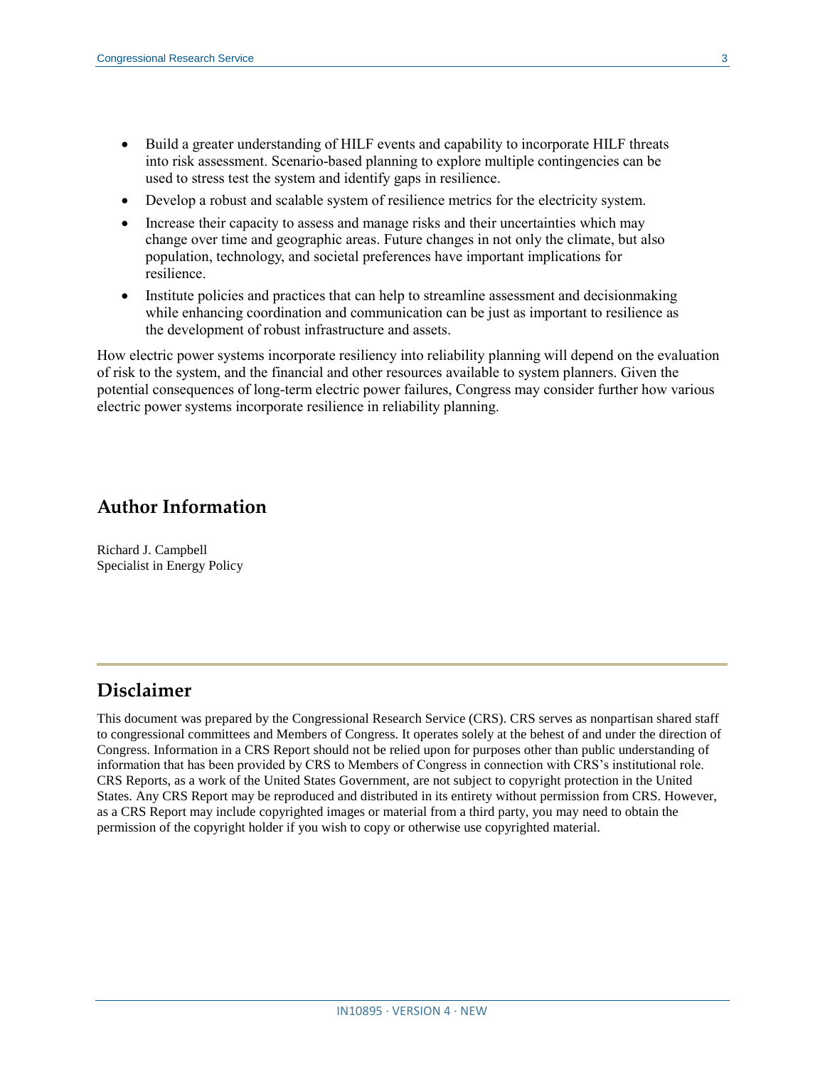- Build a greater understanding of HILF events and capability to incorporate HILF threats into risk assessment. Scenario-based planning to explore multiple contingencies can be used to stress test the system and identify gaps in resilience.
- Develop a robust and scalable system of resilience metrics for the electricity system.
- Increase their capacity to assess and manage risks and their uncertainties which may change over time and geographic areas. Future changes in not only the climate, but also population, technology, and societal preferences have important implications for resilience.
- Institute policies and practices that can help to streamline assessment and decisionmaking while enhancing coordination and communication can be just as important to resilience as the development of robust infrastructure and assets.

How electric power systems incorporate resiliency into reliability planning will depend on the evaluation of risk to the system, and the financial and other resources available to system planners. Given the potential consequences of long-term electric power failures, Congress may consider further how various electric power systems incorporate resilience in reliability planning.

## Author Information

Richard J. Campbell
Specialist in Energy Policy

## Disclaimer

This document was prepared by the Congressional Research Service (CRS). CRS serves as nonpartisan shared staff to congressional committees and Members of Congress. It operates solely at the behest of and under the direction of Congress. Information in a CRS Report should not be relied upon for purposes other than public understanding of information that has been provided by CRS to Members of Congress in connection with CRS's institutional role. CRS Reports, as a work of the United States Government, are not subject to copyright protection in the United States. Any CRS Report may be reproduced and distributed in its entirety without permission from CRS. However, as a CRS Report may include copyrighted images or material from a third party, you may need to obtain the permission of the copyright holder if you wish to copy or otherwise use copyrighted material.